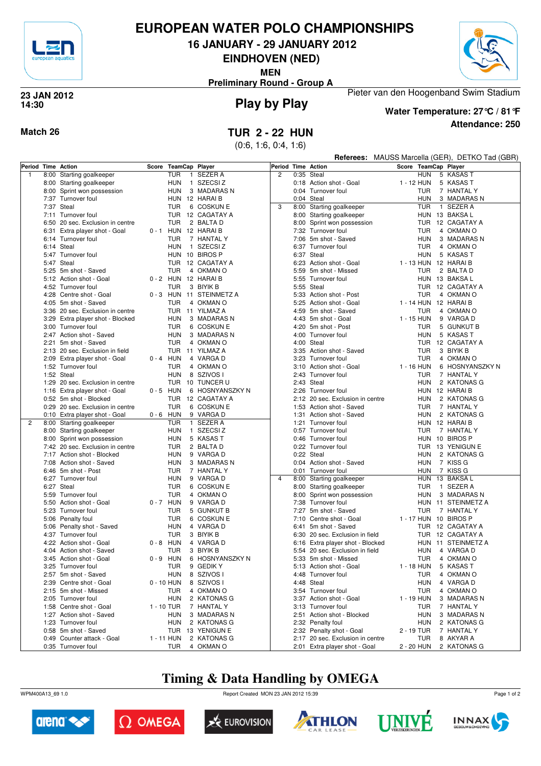# EUROPEAN WATER POLO CHAMPIONSHIPS

## 16 JANUARY - 29 JANUARY 2012

## EINDHOVEN (NED)

**MEN**

**Preliminary Round - Group A**

**23 JAN 2012**
**14:30**

## Play by Play

Pieter van den Hoogenband Swim Stadium

**Water Temperature: 27°C / 81°F**

**Attendance: 250**

**Match 26**

## TUR 2 - 22 HUN

(0:6, 1:6, 0:4, 1:6)

**Referees:** MAUSS Marcella (GER), DETKO Tad (GBR)

| Period | Time | Action | Score | Team | Cap | Player |
|---|---|---|---|---|---|---|
| 1 | 8:00 | Starting goalkeeper | | TUR | 1 | SEZER A |
| | 8:00 | Starting goalkeeper | | HUN | 1 | SZECSI Z |
| | 8:00 | Sprint won possession | | HUN | 3 | MADARAS N |
| | 7:37 | Turnover foul | | HUN | 12 | HARAI B |
| | 7:37 | Steal | | TUR | 6 | COSKUN E |
| | 7:11 | Turnover foul | | TUR | 12 | CAGATAY A |
| | 6:50 | 20 sec. Exclusion in centre | | TUR | 2 | BALTA D |
| | 6:31 | Extra player shot - Goal | 0 - 1 | HUN | 12 | HARAI B |
| | 6:14 | Turnover foul | | TUR | 7 | HANTAL Y |
| | 6:14 | Steal | | HUN | 1 | SZECSI Z |
| | 5:47 | Turnover foul | | HUN | 10 | BIROS P |
| | 5:47 | Steal | | TUR | 12 | CAGATAY A |
| | 5:25 | 5m shot - Saved | | TUR | 4 | OKMAN O |
| | 5:12 | Action shot - Goal | 0 - 2 | HUN | 12 | HARAI B |
| | 4:52 | Turnover foul | | TUR | 3 | BIYIK B |
| | 4:28 | Centre shot - Goal | 0 - 3 | HUN | 11 | STEINMETZ A |
| | 4:05 | 5m shot - Saved | | TUR | 4 | OKMAN O |
| | 3:36 | 20 sec. Exclusion in centre | | TUR | 11 | YILMAZ A |
| | 3:29 | Extra player shot - Blocked | | HUN | 3 | MADARAS N |
| | 3:00 | Turnover foul | | TUR | 6 | COSKUN E |
| | 2:47 | Action shot - Saved | | HUN | 3 | MADARAS N |
| | 2:21 | 5m shot - Saved | | TUR | 4 | OKMAN O |
| | 2:13 | 20 sec. Exclusion in field | | TUR | 11 | YILMAZ A |
| | 2:09 | Extra player shot - Goal | 0 - 4 | HUN | 4 | VARGA D |
| | 1:52 | Turnover foul | | TUR | 4 | OKMAN O |
| | 1:52 | Steal | | HUN | 8 | SZIVOS I |
| | 1:29 | 20 sec. Exclusion in centre | | TUR | 10 | TUNCER U |
| | 1:16 | Extra player shot - Goal | 0 - 5 | HUN | 6 | HOSNYANSZKY N |
| | 0:52 | 5m shot - Blocked | | TUR | 12 | CAGATAY A |
| | 0:29 | 20 sec. Exclusion in centre | | TUR | 6 | COSKUN E |
| | 0:10 | Extra player shot - Goal | 0 - 6 | HUN | 9 | VARGA D |
| 2 | 8:00 | Starting goalkeeper | | TUR | 1 | SEZER A |
| | 8:00 | Starting goalkeeper | | HUN | 1 | SZECSI Z |
| | 8:00 | Sprint won possession | | HUN | 5 | KASAS T |
| | 7:42 | 20 sec. Exclusion in centre | | TUR | 2 | BALTA D |
| | 7:17 | Action shot - Blocked | | HUN | 9 | VARGA D |
| | 7:08 | Action shot - Saved | | HUN | 3 | MADARAS N |
| | 6:46 | 5m shot - Post | | TUR | 7 | HANTAL Y |
| | 6:27 | Turnover foul | | HUN | 9 | VARGA D |
| | 6:27 | Steal | | TUR | 6 | COSKUN E |
| | 5:59 | Turnover foul | | TUR | 4 | OKMAN O |
| | 5:50 | Action shot - Goal | 0 - 7 | HUN | 9 | VARGA D |
| | 5:23 | Turnover foul | | TUR | 5 | GUNKUT B |
| | 5:06 | Penalty foul | | TUR | 6 | COSKUN E |
| | 5:06 | Penalty shot - Saved | | HUN | 4 | VARGA D |
| | 4:37 | Turnover foul | | TUR | 3 | BIYIK B |
| | 4:22 | Action shot - Goal | 0 - 8 | HUN | 4 | VARGA D |
| | 4:04 | Action shot - Saved | | TUR | 3 | BIYIK B |
| | 3:45 | Action shot - Goal | 0 - 9 | HUN | 6 | HOSNYANSZKY N |
| | 3:25 | Turnover foul | | TUR | 9 | GEDIK Y |
| | 2:57 | 5m shot - Saved | | HUN | 8 | SZIVOS I |
| | 2:39 | Centre shot - Goal | 0 - 10 | HUN | 8 | SZIVOS I |
| | 2:15 | 5m shot - Missed | | TUR | 4 | OKMAN O |
| | 2:05 | Turnover foul | | HUN | 2 | KATONAS G |
| | 1:58 | Centre shot - Goal | 1 - 10 | TUR | 7 | HANTAL Y |
| | 1:27 | Action shot - Saved | | HUN | 3 | MADARAS N |
| | 1:23 | Turnover foul | | HUN | 2 | KATONAS G |
| | 0:58 | 5m shot - Saved | | TUR | 13 | YENIGUN E |
| | 0:49 | Counter attack - Goal | 1 - 11 | HUN | 2 | KATONAS G |
| | 0:35 | Turnover foul | | TUR | 4 | OKMAN O |
| 2 | 0:35 | Steal | | HUN | 5 | KASAS T |
| | 0:18 | Action shot - Goal | 1 - 12 | HUN | 5 | KASAS T |
| | 0:04 | Turnover foul | | TUR | 7 | HANTAL Y |
| | 0:04 | Steal | | HUN | 3 | MADARAS N |
| 3 | 8:00 | Starting goalkeeper | | TUR | 1 | SEZER A |
| | 8:00 | Starting goalkeeper | | HUN | 13 | BAKSA L |
| | 8:00 | Sprint won possession | | TUR | 12 | CAGATAY A |
| | 7:32 | Turnover foul | | TUR | 4 | OKMAN O |
| | 7:06 | 5m shot - Saved | | HUN | 3 | MADARAS N |
| | 6:37 | Turnover foul | | TUR | 4 | OKMAN O |
| | 6:37 | Steal | | HUN | 5 | KASAS T |
| | 6:23 | Action shot - Goal | 1 - 13 | HUN | 12 | HARAI B |
| | 5:59 | 5m shot - Missed | | TUR | 2 | BALTA D |
| | 5:55 | Turnover foul | | HUN | 13 | BAKSA L |
| | 5:55 | Steal | | TUR | 12 | CAGATAY A |
| | 5:33 | Action shot - Post | | TUR | 4 | OKMAN O |
| | 5:25 | Action shot - Goal | 1 - 14 | HUN | 12 | HARAI B |
| | 4:59 | 5m shot - Saved | | TUR | 4 | OKMAN O |
| | 4:43 | 5m shot - Goal | 1 - 15 | HUN | 9 | VARGA D |
| | 4:20 | 5m shot - Post | | TUR | 5 | GUNKUT B |
| | 4:00 | Turnover foul | | HUN | 5 | KASAS T |
| | 4:00 | Steal | | TUR | 12 | CAGATAY A |
| | 3:35 | Action shot - Saved | | TUR | 3 | BIYIK B |
| | 3:23 | Turnover foul | | TUR | 4 | OKMAN O |
| | 3:10 | Action shot - Goal | 1 - 16 | HUN | 6 | HOSNYANSZKY N |
| | 2:43 | Turnover foul | | TUR | 7 | HANTAL Y |
| | 2:43 | Steal | | HUN | 2 | KATONAS G |
| | 2:26 | Turnover foul | | HUN | 12 | HARAI B |
| | 2:12 | 20 sec. Exclusion in centre | | HUN | 2 | KATONAS G |
| | 1:53 | Action shot - Saved | | TUR | 7 | HANTAL Y |
| | 1:31 | Action shot - Saved | | HUN | 2 | KATONAS G |
| | 1:21 | Turnover foul | | HUN | 12 | HARAI B |
| | 0:57 | Turnover foul | | TUR | 7 | HANTAL Y |
| | 0:46 | Turnover foul | | HUN | 10 | BIROS P |
| | 0:22 | Turnover foul | | TUR | 13 | YENIGUN E |
| | 0:22 | Steal | | HUN | 2 | KATONAS G |
| | 0:04 | Action shot - Saved | | HUN | 7 | KISS G |
| | 0:01 | Turnover foul | | HUN | 7 | KISS G |
| 4 | 8:00 | Starting goalkeeper | | HUN | 13 | BAKSA L |
| | 8:00 | Starting goalkeeper | | TUR | 1 | SEZER A |
| | 8:00 | Sprint won possession | | HUN | 3 | MADARAS N |
| | 7:38 | Turnover foul | | HUN | 11 | STEINMETZ A |
| | 7:27 | 5m shot - Saved | | TUR | 7 | HANTAL Y |
| | 7:10 | Centre shot - Goal | 1 - 17 | HUN | 10 | BIROS P |
| | 6:41 | 5m shot - Saved | | TUR | 12 | CAGATAY A |
| | 6:30 | 20 sec. Exclusion in field | | TUR | 12 | CAGATAY A |
| | 6:16 | Extra player shot - Blocked | | HUN | 11 | STEINMETZ A |
| | 5:54 | 20 sec. Exclusion in field | | HUN | 4 | VARGA D |
| | 5:33 | 5m shot - Missed | | TUR | 4 | OKMAN O |
| | 5:13 | Action shot - Goal | 1 - 18 | HUN | 5 | KASAS T |
| | 4:48 | Turnover foul | | TUR | 4 | OKMAN O |
| | 4:48 | Steal | | HUN | 4 | VARGA D |
| | 3:54 | Turnover foul | | TUR | 4 | OKMAN O |
| | 3:37 | Action shot - Goal | 1 - 19 | HUN | 3 | MADARAS N |
| | 3:13 | Turnover foul | | TUR | 7 | HANTAL Y |
| | 2:51 | Action shot - Blocked | | HUN | 3 | MADARAS N |
| | 2:32 | Penalty foul | | HUN | 2 | KATONAS G |
| | 2:32 | Penalty shot - Goal | 2 - 19 | TUR | 7 | HANTAL Y |
| | 2:17 | 20 sec. Exclusion in centre | | TUR | 8 | AKYAR A |
| | 2:01 | Extra player shot - Goal | 2 - 20 | HUN | 2 | KATONAS G |

## Timing & Data Handling by OMEGA

WPM400A13_69 1.0 Report Created MON 23 JAN 2012 15:39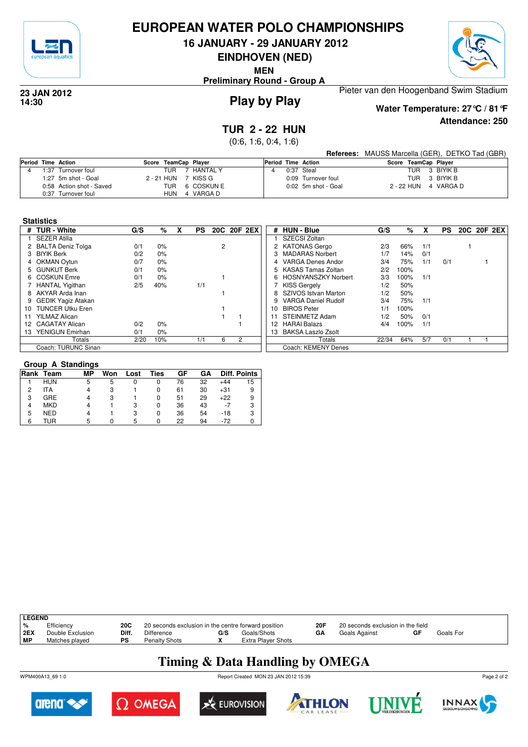# EUROPEAN WATER POLO CHAMPIONSHIPS

**16 JANUARY - 29 JANUARY 2012**

**EINDHOVEN (NED)**

**MEN**

**Preliminary Round - Group A**

**23 JAN 2012**
**14:30**

## Play by Play

Pieter van den Hoogenband Swim Stadium

**Water Temperature: 27°C / 81°F**

**Attendance: 250**

### TUR 2 - 22 HUN

(0:6, 1:6, 0:4, 1:6)

**Referees:** MAUSS Marcella (GER), DETKO Tad (GBR)

| Period | Time | Action | Score | TeamCap | Player |
|---|---|---|---|---|---|
| 4 | 1:37 | Turnover foul | | TUR 7 | HANTAL Y |
| | 1:27 | 5m shot - Goal | 2 - 21 | HUN 7 | KISS G |
| | 0:58 | Action shot - Saved | | TUR 6 | COSKUN E |
| | 0:37 | Turnover foul | | HUN 4 | VARGA D |
| 4 | 0:37 | Steal | | TUR 3 | BIYIK B |
| | 0:09 | Turnover foul | | TUR 3 | BIYIK B |
| | 0:02 | 5m shot - Goal | 2 - 22 | HUN 4 | VARGA D |

### Statistics

| # | TUR - White | G/S | % | X | PS | 20C | 20F | 2EX |
|---|---|---|---|---|---|---|---|---|
| 1 | SEZER Atilla | | | | | | | |
| 2 | BALTA Deniz Tolga | 0/1 | 0% | | | 2 | | |
| 3 | BIYIK Berk | 0/2 | 0% | | | | | |
| 4 | OKMAN Oytun | 0/7 | 0% | | | | | |
| 5 | GUNKUT Berk | 0/1 | 0% | | | | | |
| 6 | COSKUN Emre | 0/1 | 0% | | | 1 | | |
| 7 | HANTAL Yigithan | 2/5 | 40% | | 1/1 | | | |
| 8 | AKYAR Arda Inan | | | | | 1 | | |
| 9 | GEDIK Yagiz Atakan | | | | | | | |
| 10 | TUNCER Utku Eren | | | | | 1 | | |
| 11 | YILMAZ Alican | | | | | 1 | 1 | |
| 12 | CAGATAY Alican | 0/2 | 0% | | | | 1 | |
| 13 | YENIGUN Emirhan | 0/1 | 0% | | | | | |
| | Totals | 2/20 | 10% | | 1/1 | 6 | 2 | |
| | Coach: TURUNC Sinan | | | | | | | |

| # | HUN - Blue | G/S | % | X | PS | 20C | 20F | 2EX |
|---|---|---|---|---|---|---|---|---|
| 1 | SZECSI Zoltan | | | | | | | |
| 2 | KATONAS Gergo | 2/3 | 66% | 1/1 | | | 1 | |
| 3 | MADARAS Norbert | 1/7 | 14% | 0/1 | | | | |
| 4 | VARGA Denes Andor | 3/4 | 75% | 1/1 | 0/1 | | | 1 |
| 5 | KASAS Tamas Zoltan | 2/2 | 100% | | | | | |
| 6 | HOSNYANSZKY Norbert | 3/3 | 100% | 1/1 | | | | |
| 7 | KISS Gergely | 1/2 | 50% | | | | | |
| 8 | SZIVOS Istvan Marton | 1/2 | 50% | | | | | |
| 9 | VARGA Daniel Rudolf | 3/4 | 75% | 1/1 | | | | |
| 10 | BIROS Peter | 1/1 | 100% | | | | | |
| 11 | STEINMETZ Adam | 1/2 | 50% | 0/1 | | | | |
| 12 | HARAI Balazs | 4/4 | 100% | 1/1 | | | | |
| 13 | BAKSA Laszlo Zsolt | | | | | | | |
| | Totals | 22/34 | 64% | 5/7 | 0/1 | | 1 | 1 |
| | Coach: KEMENY Denes | | | | | | | |

### Group A Standings

| Rank | Team | MP | Won | Lost | Ties | GF | GA | Diff. | Points |
|---|---|---|---|---|---|---|---|---|---|
| 1 | HUN | 5 | 5 | 0 | 0 | 76 | 32 | +44 | 15 |
| 2 | ITA | 4 | 3 | 1 | 0 | 61 | 30 | +31 | 9 |
| 3 | GRE | 4 | 3 | 1 | 0 | 51 | 29 | +22 | 9 |
| 4 | MKD | 4 | 1 | 3 | 0 | 36 | 43 | -7 | 3 |
| 5 | NED | 4 | 1 | 3 | 0 | 36 | 54 | -18 | 3 |
| 6 | TUR | 5 | 0 | 5 | 0 | 22 | 94 | -72 | 0 |

**LEGEND**

| | | | | | | | | | |
|---|---|---|---|---|---|---|---|---|---|
| % | Efficiency | 20C | 20 seconds exclusion in the centre forward position | | | 20F | 20 seconds exclusion in the field | | |
| 2EX | Double Exclusion | Diff. | Difference | G/S | Goals/Shots | GA | Goals Against | GF | Goals For |
| MP | Matches played | PS | Penalty Shots | X | Extra Player Shots | | | | |

## Timing & Data Handling by OMEGA

WPM400A13_69 1.0 Report Created MON 23 JAN 2012 15:39